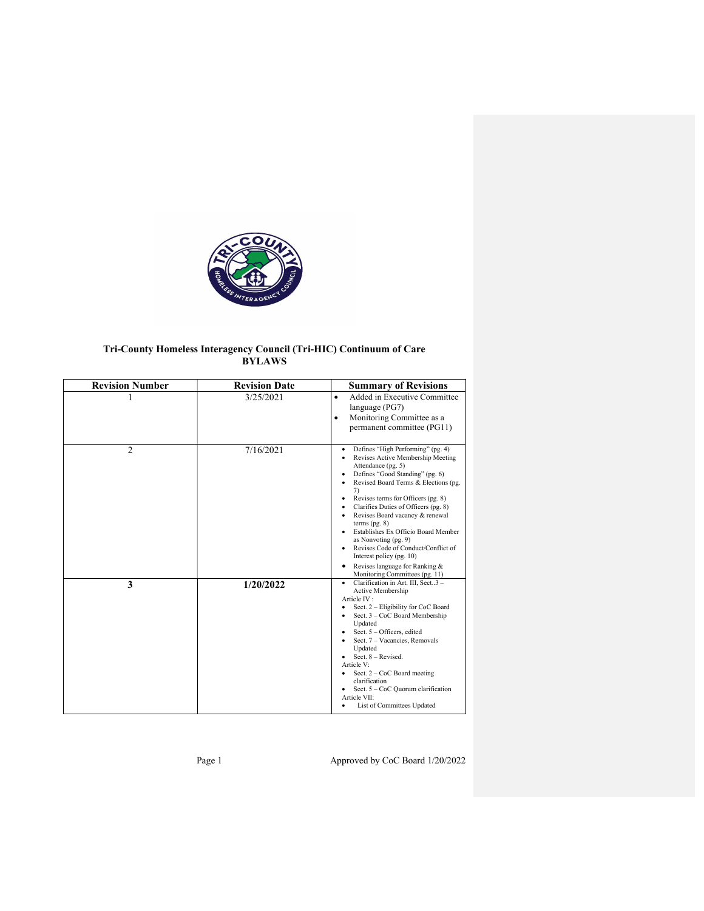# Tri-County Homeless Interagency Council (Tri-HIC) Continuum of Care BYLAWS

| Revision Number | Revision Date | Summary of Revisions |
|---|---|---|
| 1 | 3/25/2021 | • Added in Executive Committee language (PG7)<br>• Monitoring Committee as a permanent committee (PG11) |
| 2 | 7/16/2021 | • Defines "High Performing" (pg. 4)<br>• Revises Active Membership Meeting Attendance (pg. 5)<br>• Defines "Good Standing" (pg. 6)<br>• Revised Board Terms & Elections (pg. 7)<br>• Revises terms for Officers (pg. 8)<br>• Clarifies Duties of Officers (pg. 8)<br>• Revises Board vacancy & renewal terms (pg. 8)<br>• Establishes Ex Officio Board Member as Nonvoting (pg. 9)<br>• Revises Code of Conduct/Conflict of Interest policy (pg. 10)<br>• Revises language for Ranking & Monitoring Committees (pg. 11) |
| **3** | **1/20/2022** | • Clarification in Art. III, Sect..3 – Active Membership<br>Article IV :<br>• Sect. 2 – Eligibility for CoC Board<br>• Sect. 3 – CoC Board Membership Updated<br>• Sect. 5 – Officers, edited<br>• Sect. 7 – Vacancies, Removals Updated<br>• Sect. 8 – Revised.<br>Article V:<br>• Sect. 2 – CoC Board meeting clarification<br>• Sect. 5 – CoC Quorum clarification<br>Article VII:<br>• List of Committees Updated |

Approved by CoC Board 1/20/2022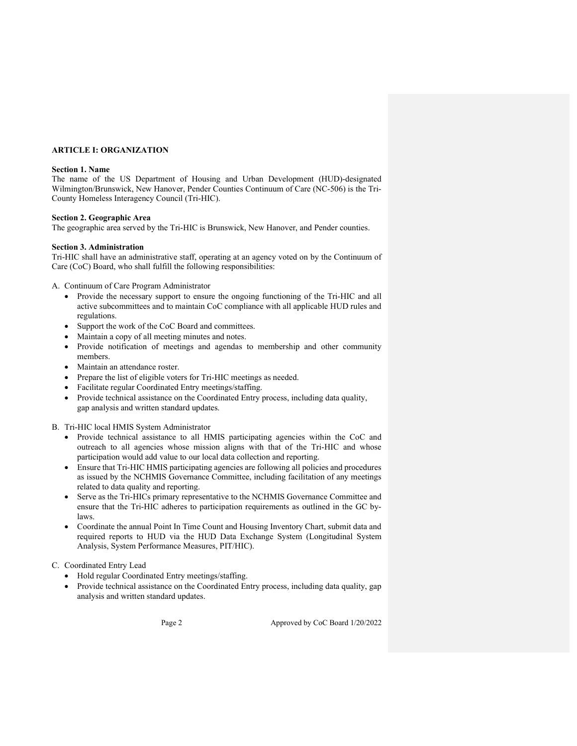## ARTICLE I: ORGANIZATION

**Section 1. Name**

The name of the US Department of Housing and Urban Development (HUD)-designated Wilmington/Brunswick, New Hanover, Pender Counties Continuum of Care (NC-506) is the Tri-County Homeless Interagency Council (Tri-HIC).

**Section 2. Geographic Area**

The geographic area served by the Tri-HIC is Brunswick, New Hanover, and Pender counties.

**Section 3. Administration**

Tri-HIC shall have an administrative staff, operating at an agency voted on by the Continuum of Care (CoC) Board, who shall fulfill the following responsibilities:

A. Continuum of Care Program Administrator
   - Provide the necessary support to ensure the ongoing functioning of the Tri-HIC and all active subcommittees and to maintain CoC compliance with all applicable HUD rules and regulations.
   - Support the work of the CoC Board and committees.
   - Maintain a copy of all meeting minutes and notes.
   - Provide notification of meetings and agendas to membership and other community members.
   - Maintain an attendance roster.
   - Prepare the list of eligible voters for Tri-HIC meetings as needed.
   - Facilitate regular Coordinated Entry meetings/staffing.
   - Provide technical assistance on the Coordinated Entry process, including data quality, gap analysis and written standard updates.

B. Tri-HIC local HMIS System Administrator
   - Provide technical assistance to all HMIS participating agencies within the CoC and outreach to all agencies whose mission aligns with that of the Tri-HIC and whose participation would add value to our local data collection and reporting.
   - Ensure that Tri-HIC HMIS participating agencies are following all policies and procedures as issued by the NCHMIS Governance Committee, including facilitation of any meetings related to data quality and reporting.
   - Serve as the Tri-HICs primary representative to the NCHMIS Governance Committee and ensure that the Tri-HIC adheres to participation requirements as outlined in the GC by-laws.
   - Coordinate the annual Point In Time Count and Housing Inventory Chart, submit data and required reports to HUD via the HUD Data Exchange System (Longitudinal System Analysis, System Performance Measures, PIT/HIC).

C. Coordinated Entry Lead
   - Hold regular Coordinated Entry meetings/staffing.
   - Provide technical assistance on the Coordinated Entry process, including data quality, gap analysis and written standard updates.

Approved by CoC Board 1/20/2022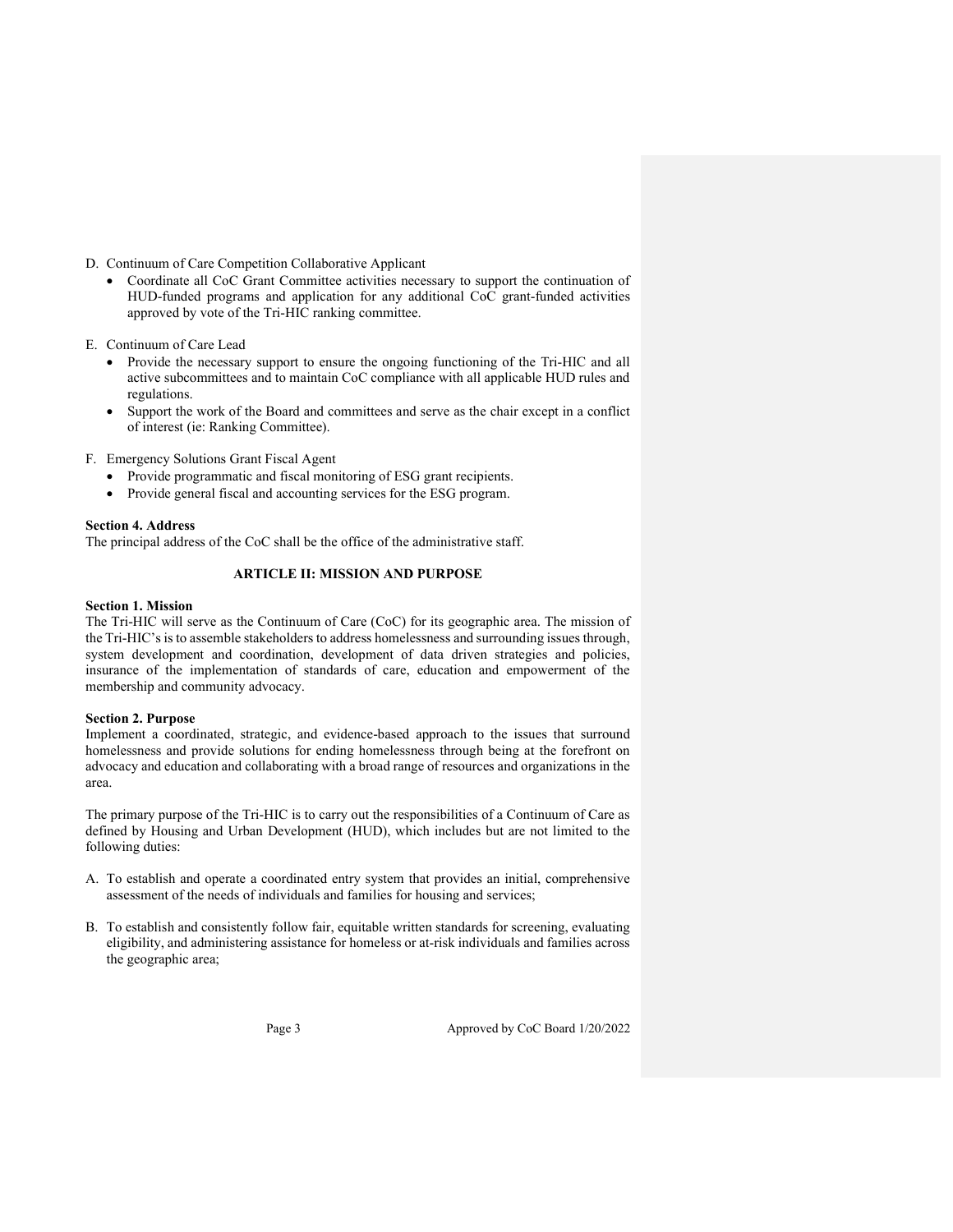D. Continuum of Care Competition Collaborative Applicant
   - Coordinate all CoC Grant Committee activities necessary to support the continuation of HUD-funded programs and application for any additional CoC grant-funded activities approved by vote of the Tri-HIC ranking committee.

E. Continuum of Care Lead
   - Provide the necessary support to ensure the ongoing functioning of the Tri-HIC and all active subcommittees and to maintain CoC compliance with all applicable HUD rules and regulations.
   - Support the work of the Board and committees and serve as the chair except in a conflict of interest (ie: Ranking Committee).

F. Emergency Solutions Grant Fiscal Agent
   - Provide programmatic and fiscal monitoring of ESG grant recipients.
   - Provide general fiscal and accounting services for the ESG program.

**Section 4. Address**
The principal address of the CoC shall be the office of the administrative staff.

## ARTICLE II: MISSION AND PURPOSE

**Section 1. Mission**
The Tri-HIC will serve as the Continuum of Care (CoC) for its geographic area. The mission of the Tri-HIC's is to assemble stakeholders to address homelessness and surrounding issues through, system development and coordination, development of data driven strategies and policies, insurance of the implementation of standards of care, education and empowerment of the membership and community advocacy.

**Section 2. Purpose**
Implement a coordinated, strategic, and evidence-based approach to the issues that surround homelessness and provide solutions for ending homelessness through being at the forefront on advocacy and education and collaborating with a broad range of resources and organizations in the area.

The primary purpose of the Tri-HIC is to carry out the responsibilities of a Continuum of Care as defined by Housing and Urban Development (HUD), which includes but are not limited to the following duties:

A. To establish and operate a coordinated entry system that provides an initial, comprehensive assessment of the needs of individuals and families for housing and services;

B. To establish and consistently follow fair, equitable written standards for screening, evaluating eligibility, and administering assistance for homeless or at-risk individuals and families across the geographic area;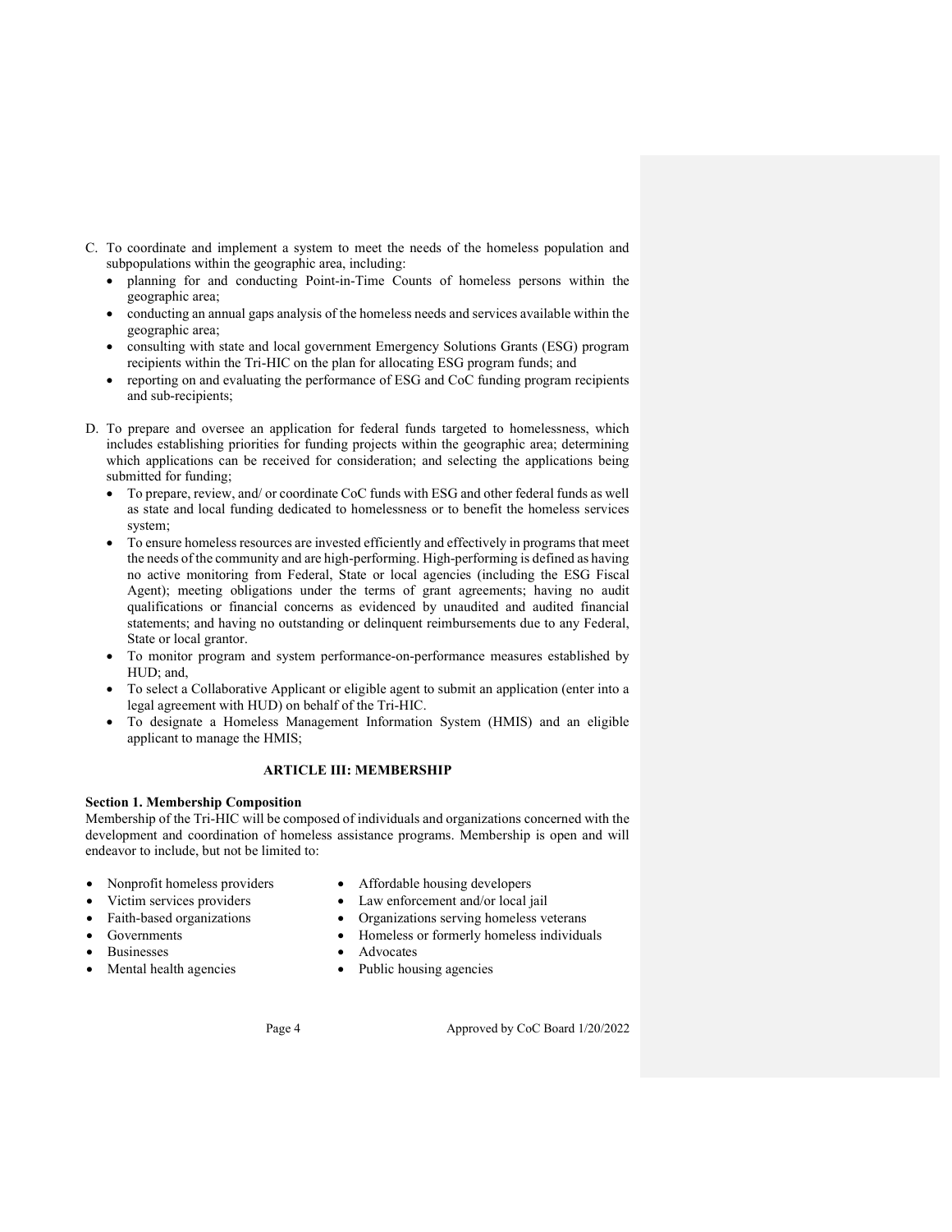C. To coordinate and implement a system to meet the needs of the homeless population and subpopulations within the geographic area, including:
   - planning for and conducting Point-in-Time Counts of homeless persons within the geographic area;
   - conducting an annual gaps analysis of the homeless needs and services available within the geographic area;
   - consulting with state and local government Emergency Solutions Grants (ESG) program recipients within the Tri-HIC on the plan for allocating ESG program funds; and
   - reporting on and evaluating the performance of ESG and CoC funding program recipients and sub-recipients;

D. To prepare and oversee an application for federal funds targeted to homelessness, which includes establishing priorities for funding projects within the geographic area; determining which applications can be received for consideration; and selecting the applications being submitted for funding;
   - To prepare, review, and/ or coordinate CoC funds with ESG and other federal funds as well as state and local funding dedicated to homelessness or to benefit the homeless services system;
   - To ensure homeless resources are invested efficiently and effectively in programs that meet the needs of the community and are high-performing. High-performing is defined as having no active monitoring from Federal, State or local agencies (including the ESG Fiscal Agent); meeting obligations under the terms of grant agreements; having no audit qualifications or financial concerns as evidenced by unaudited and audited financial statements; and having no outstanding or delinquent reimbursements due to any Federal, State or local grantor.
   - To monitor program and system performance-on-performance measures established by HUD; and,
   - To select a Collaborative Applicant or eligible agent to submit an application (enter into a legal agreement with HUD) on behalf of the Tri-HIC.
   - To designate a Homeless Management Information System (HMIS) and an eligible applicant to manage the HMIS;

## ARTICLE III: MEMBERSHIP

**Section 1. Membership Composition**

Membership of the Tri-HIC will be composed of individuals and organizations concerned with the development and coordination of homeless assistance programs. Membership is open and will endeavor to include, but not be limited to:

- Nonprofit homeless providers
- Victim services providers
- Faith-based organizations
- Governments
- Businesses
- Mental health agencies
- Affordable housing developers
- Law enforcement and/or local jail
- Organizations serving homeless veterans
- Homeless or formerly homeless individuals
- Advocates
- Public housing agencies

Approved by CoC Board 1/20/2022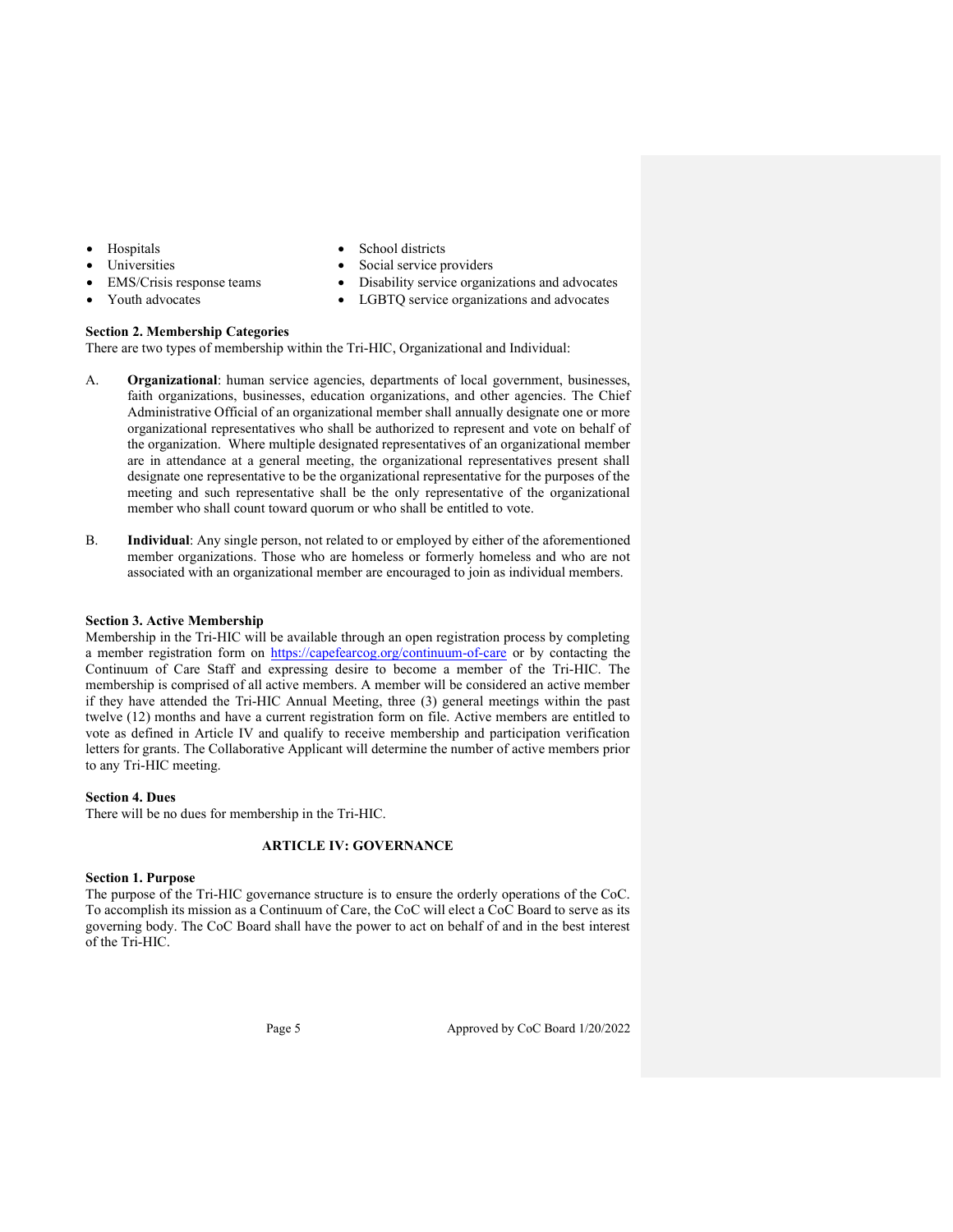- Hospitals
- Universities
- EMS/Crisis response teams
- Youth advocates
- School districts
- Social service providers
- Disability service organizations and advocates
- LGBTQ service organizations and advocates

**Section 2. Membership Categories**

There are two types of membership within the Tri-HIC, Organizational and Individual:

A. **Organizational**: human service agencies, departments of local government, businesses, faith organizations, businesses, education organizations, and other agencies. The Chief Administrative Official of an organizational member shall annually designate one or more organizational representatives who shall be authorized to represent and vote on behalf of the organization. Where multiple designated representatives of an organizational member are in attendance at a general meeting, the organizational representatives present shall designate one representative to be the organizational representative for the purposes of the meeting and such representative shall be the only representative of the organizational member who shall count toward quorum or who shall be entitled to vote.

B. **Individual**: Any single person, not related to or employed by either of the aforementioned member organizations. Those who are homeless or formerly homeless and who are not associated with an organizational member are encouraged to join as individual members.

**Section 3. Active Membership**

Membership in the Tri-HIC will be available through an open registration process by completing a member registration form on https://capefearcog.org/continuum-of-care or by contacting the Continuum of Care Staff and expressing desire to become a member of the Tri-HIC. The membership is comprised of all active members. A member will be considered an active member if they have attended the Tri-HIC Annual Meeting, three (3) general meetings within the past twelve (12) months and have a current registration form on file. Active members are entitled to vote as defined in Article IV and qualify to receive membership and participation verification letters for grants. The Collaborative Applicant will determine the number of active members prior to any Tri-HIC meeting.

**Section 4. Dues**

There will be no dues for membership in the Tri-HIC.

## ARTICLE IV: GOVERNANCE

**Section 1. Purpose**

The purpose of the Tri-HIC governance structure is to ensure the orderly operations of the CoC. To accomplish its mission as a Continuum of Care, the CoC will elect a CoC Board to serve as its governing body. The CoC Board shall have the power to act on behalf of and in the best interest of the Tri-HIC.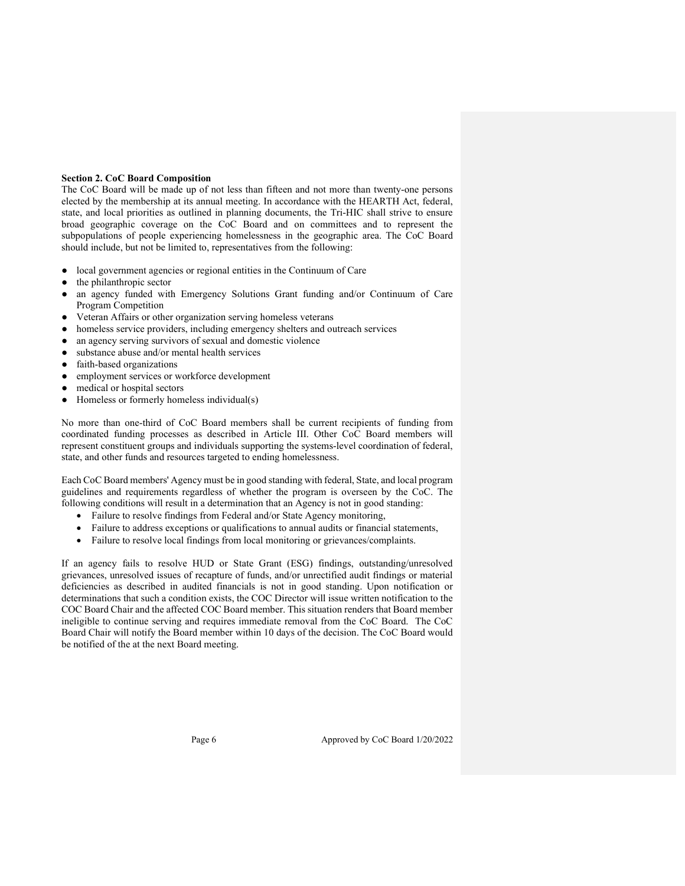**Section 2. CoC Board Composition**

The CoC Board will be made up of not less than fifteen and not more than twenty-one persons elected by the membership at its annual meeting. In accordance with the HEARTH Act, federal, state, and local priorities as outlined in planning documents, the Tri-HIC shall strive to ensure broad geographic coverage on the CoC Board and on committees and to represent the subpopulations of people experiencing homelessness in the geographic area. The CoC Board should include, but not be limited to, representatives from the following:

- local government agencies or regional entities in the Continuum of Care
- the philanthropic sector
- an agency funded with Emergency Solutions Grant funding and/or Continuum of Care Program Competition
- Veteran Affairs or other organization serving homeless veterans
- homeless service providers, including emergency shelters and outreach services
- an agency serving survivors of sexual and domestic violence
- substance abuse and/or mental health services
- faith-based organizations
- employment services or workforce development
- medical or hospital sectors
- Homeless or formerly homeless individual(s)

No more than one-third of CoC Board members shall be current recipients of funding from coordinated funding processes as described in Article III. Other CoC Board members will represent constituent groups and individuals supporting the systems-level coordination of federal, state, and other funds and resources targeted to ending homelessness.

Each CoC Board members' Agency must be in good standing with federal, State, and local program guidelines and requirements regardless of whether the program is overseen by the CoC. The following conditions will result in a determination that an Agency is not in good standing:

- Failure to resolve findings from Federal and/or State Agency monitoring,
- Failure to address exceptions or qualifications to annual audits or financial statements,
- Failure to resolve local findings from local monitoring or grievances/complaints.

If an agency fails to resolve HUD or State Grant (ESG) findings, outstanding/unresolved grievances, unresolved issues of recapture of funds, and/or unrectified audit findings or material deficiencies as described in audited financials is not in good standing. Upon notification or determinations that such a condition exists, the COC Director will issue written notification to the COC Board Chair and the affected COC Board member. This situation renders that Board member ineligible to continue serving and requires immediate removal from the CoC Board. The CoC Board Chair will notify the Board member within 10 days of the decision. The CoC Board would be notified of the at the next Board meeting.

Approved by CoC Board 1/20/2022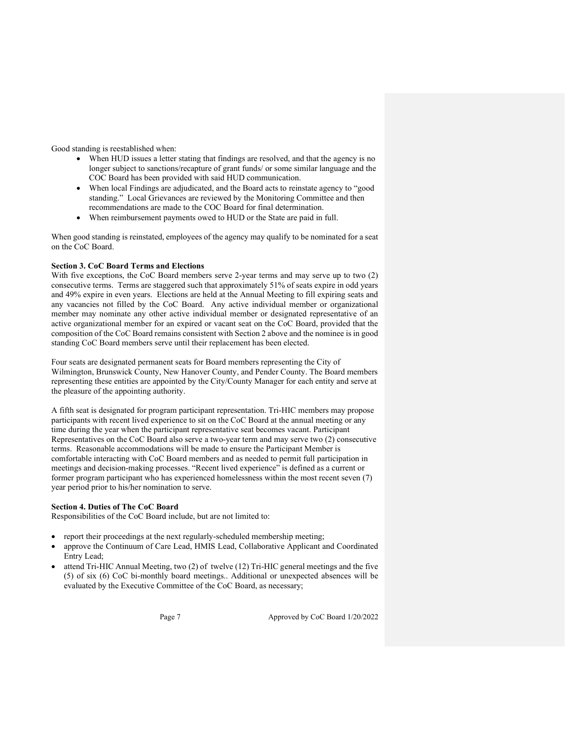Good standing is reestablished when:

- When HUD issues a letter stating that findings are resolved, and that the agency is no longer subject to sanctions/recapture of grant funds/ or some similar language and the COC Board has been provided with said HUD communication.
- When local Findings are adjudicated, and the Board acts to reinstate agency to "good standing." Local Grievances are reviewed by the Monitoring Committee and then recommendations are made to the COC Board for final determination.
- When reimbursement payments owed to HUD or the State are paid in full.

When good standing is reinstated, employees of the agency may qualify to be nominated for a seat on the CoC Board.

**Section 3. CoC Board Terms and Elections**

With five exceptions, the CoC Board members serve 2-year terms and may serve up to two (2) consecutive terms. Terms are staggered such that approximately 51% of seats expire in odd years and 49% expire in even years. Elections are held at the Annual Meeting to fill expiring seats and any vacancies not filled by the CoC Board. Any active individual member or organizational member may nominate any other active individual member or designated representative of an active organizational member for an expired or vacant seat on the CoC Board, provided that the composition of the CoC Board remains consistent with Section 2 above and the nominee is in good standing CoC Board members serve until their replacement has been elected.

Four seats are designated permanent seats for Board members representing the City of Wilmington, Brunswick County, New Hanover County, and Pender County. The Board members representing these entities are appointed by the City/County Manager for each entity and serve at the pleasure of the appointing authority.

A fifth seat is designated for program participant representation. Tri-HIC members may propose participants with recent lived experience to sit on the CoC Board at the annual meeting or any time during the year when the participant representative seat becomes vacant. Participant Representatives on the CoC Board also serve a two-year term and may serve two (2) consecutive terms. Reasonable accommodations will be made to ensure the Participant Member is comfortable interacting with CoC Board members and as needed to permit full participation in meetings and decision-making processes. "Recent lived experience" is defined as a current or former program participant who has experienced homelessness within the most recent seven (7) year period prior to his/her nomination to serve.

**Section 4. Duties of The CoC Board**

Responsibilities of the CoC Board include, but are not limited to:

- report their proceedings at the next regularly-scheduled membership meeting;
- approve the Continuum of Care Lead, HMIS Lead, Collaborative Applicant and Coordinated Entry Lead;
- attend Tri-HIC Annual Meeting, two (2) of twelve (12) Tri-HIC general meetings and the five (5) of six (6) CoC bi-monthly board meetings.. Additional or unexpected absences will be evaluated by the Executive Committee of the CoC Board, as necessary;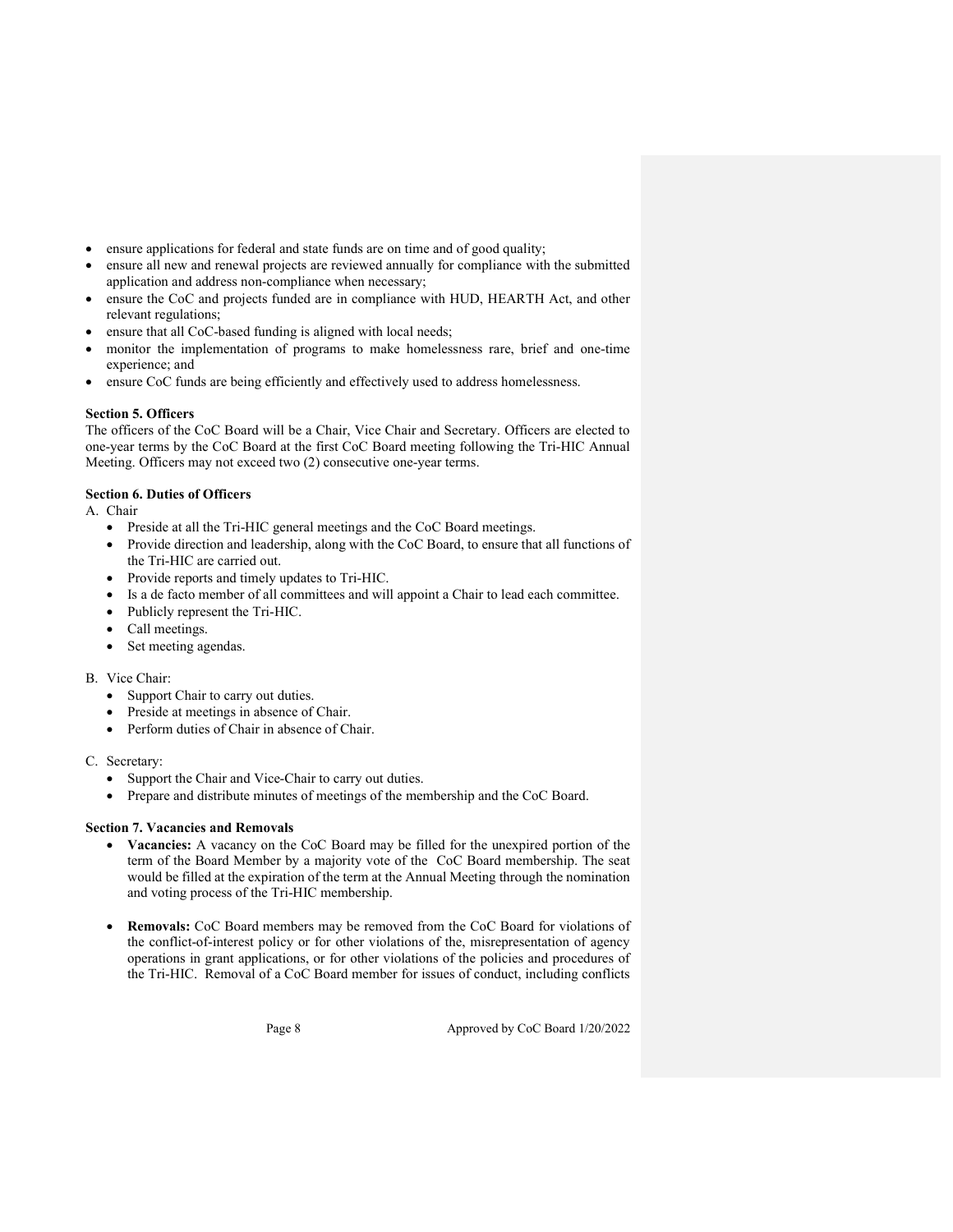- ensure applications for federal and state funds are on time and of good quality;
- ensure all new and renewal projects are reviewed annually for compliance with the submitted application and address non-compliance when necessary;
- ensure the CoC and projects funded are in compliance with HUD, HEARTH Act, and other relevant regulations;
- ensure that all CoC-based funding is aligned with local needs;
- monitor the implementation of programs to make homelessness rare, brief and one-time experience; and
- ensure CoC funds are being efficiently and effectively used to address homelessness.

**Section 5. Officers**

The officers of the CoC Board will be a Chair, Vice Chair and Secretary. Officers are elected to one-year terms by the CoC Board at the first CoC Board meeting following the Tri-HIC Annual Meeting. Officers may not exceed two (2) consecutive one-year terms.

**Section 6. Duties of Officers**

A. Chair
   - Preside at all the Tri-HIC general meetings and the CoC Board meetings.
   - Provide direction and leadership, along with the CoC Board, to ensure that all functions of the Tri-HIC are carried out.
   - Provide reports and timely updates to Tri-HIC.
   - Is a de facto member of all committees and will appoint a Chair to lead each committee.
   - Publicly represent the Tri-HIC.
   - Call meetings.
   - Set meeting agendas.

B. Vice Chair:
   - Support Chair to carry out duties.
   - Preside at meetings in absence of Chair.
   - Perform duties of Chair in absence of Chair.

C. Secretary:
   - Support the Chair and Vice-Chair to carry out duties.
   - Prepare and distribute minutes of meetings of the membership and the CoC Board.

**Section 7. Vacancies and Removals**

- **Vacancies:** A vacancy on the CoC Board may be filled for the unexpired portion of the term of the Board Member by a majority vote of the CoC Board membership. The seat would be filled at the expiration of the term at the Annual Meeting through the nomination and voting process of the Tri-HIC membership.

- **Removals:** CoC Board members may be removed from the CoC Board for violations of the conflict-of-interest policy or for other violations of the, misrepresentation of agency operations in grant applications, or for other violations of the policies and procedures of the Tri-HIC. Removal of a CoC Board member for issues of conduct, including conflicts

Approved by CoC Board 1/20/2022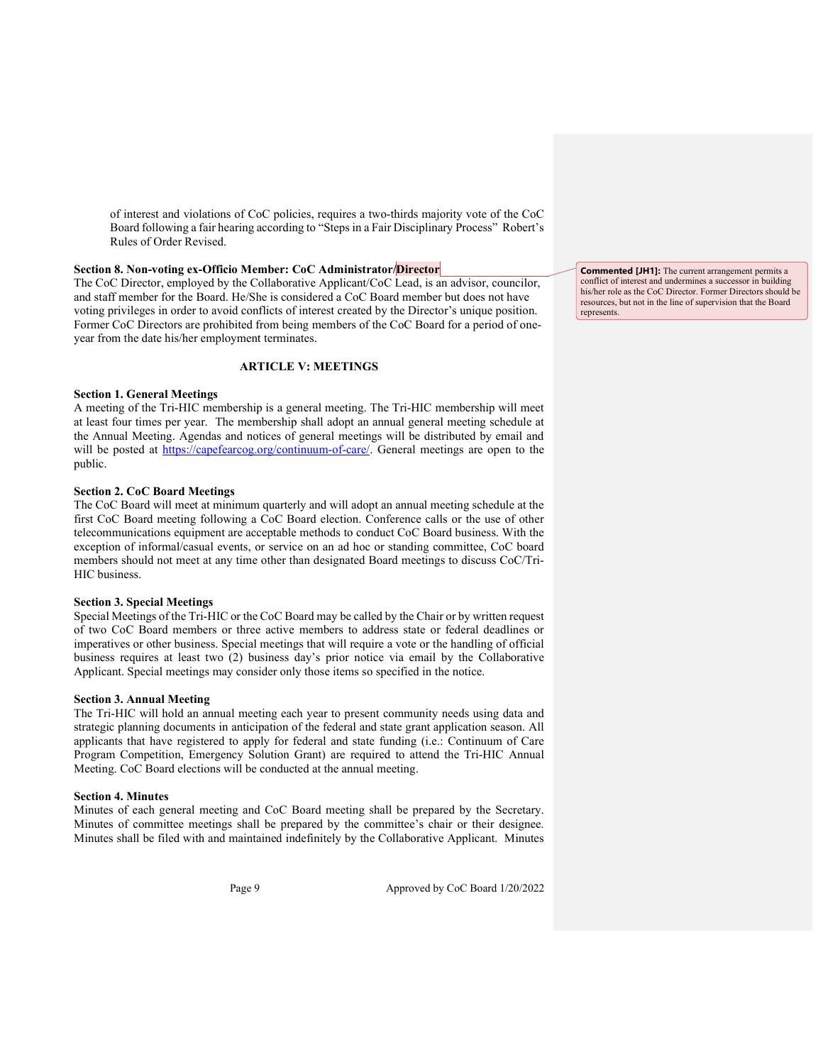of interest and violations of CoC policies, requires a two-thirds majority vote of the CoC Board following a fair hearing according to "Steps in a Fair Disciplinary Process" Robert's Rules of Order Revised.

**Section 8. Non-voting ex-Officio Member: CoC Administrator/Director**

The CoC Director, employed by the Collaborative Applicant/CoC Lead, is an advisor, councilor, and staff member for the Board. He/She is considered a CoC Board member but does not have voting privileges in order to avoid conflicts of interest created by the Director's unique position. Former CoC Directors are prohibited from being members of the CoC Board for a period of one-year from the date his/her employment terminates.

> **Commented [JH1]:** The current arrangement permits a conflict of interest and undermines a successor in building his/her role as the CoC Director. Former Directors should be resources, but not in the line of supervision that the Board represents.

## ARTICLE V: MEETINGS

**Section 1. General Meetings**

A meeting of the Tri-HIC membership is a general meeting. The Tri-HIC membership will meet at least four times per year. The membership shall adopt an annual general meeting schedule at the Annual Meeting. Agendas and notices of general meetings will be distributed by email and will be posted at https://capefearcog.org/continuum-of-care/. General meetings are open to the public.

**Section 2. CoC Board Meetings**

The CoC Board will meet at minimum quarterly and will adopt an annual meeting schedule at the first CoC Board meeting following a CoC Board election. Conference calls or the use of other telecommunications equipment are acceptable methods to conduct CoC Board business. With the exception of informal/casual events, or service on an ad hoc or standing committee, CoC board members should not meet at any time other than designated Board meetings to discuss CoC/Tri-HIC business.

**Section 3. Special Meetings**

Special Meetings of the Tri-HIC or the CoC Board may be called by the Chair or by written request of two CoC Board members or three active members to address state or federal deadlines or imperatives or other business. Special meetings that will require a vote or the handling of official business requires at least two (2) business day's prior notice via email by the Collaborative Applicant. Special meetings may consider only those items so specified in the notice.

**Section 3. Annual Meeting**

The Tri-HIC will hold an annual meeting each year to present community needs using data and strategic planning documents in anticipation of the federal and state grant application season. All applicants that have registered to apply for federal and state funding (i.e.: Continuum of Care Program Competition, Emergency Solution Grant) are required to attend the Tri-HIC Annual Meeting. CoC Board elections will be conducted at the annual meeting.

**Section 4. Minutes**

Minutes of each general meeting and CoC Board meeting shall be prepared by the Secretary. Minutes of committee meetings shall be prepared by the committee's chair or their designee. Minutes shall be filed with and maintained indefinitely by the Collaborative Applicant. Minutes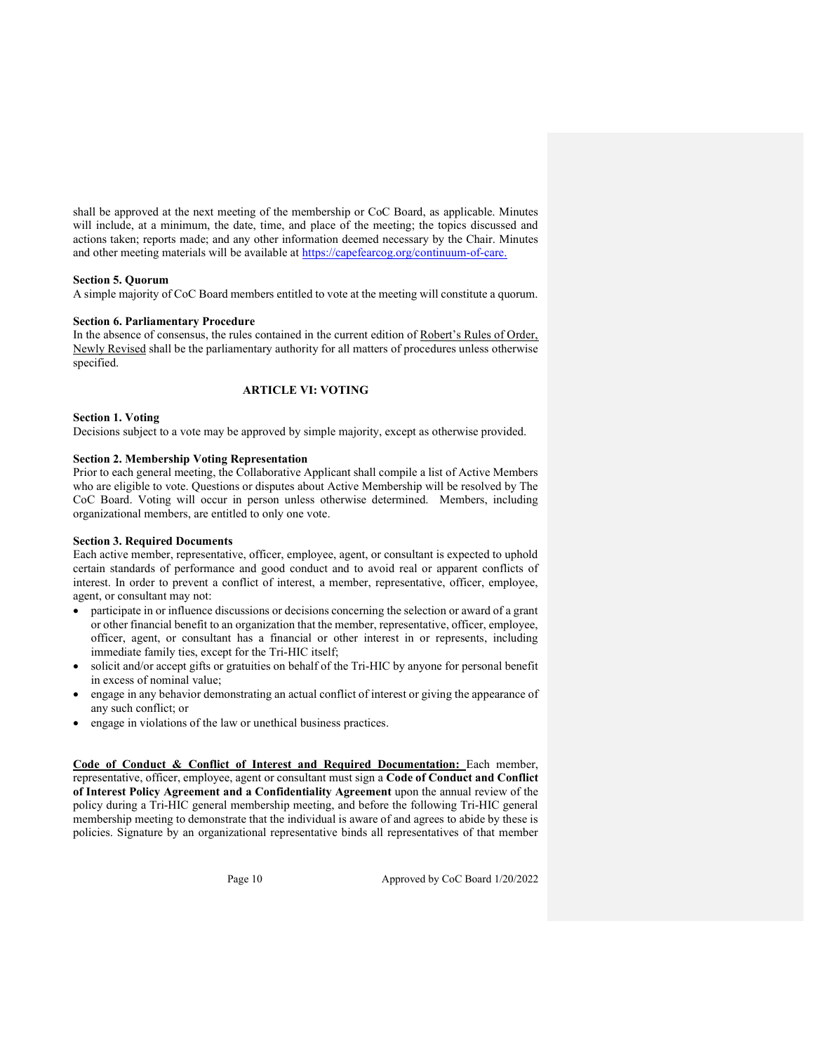shall be approved at the next meeting of the membership or CoC Board, as applicable. Minutes will include, at a minimum, the date, time, and place of the meeting; the topics discussed and actions taken; reports made; and any other information deemed necessary by the Chair. Minutes and other meeting materials will be available at [https://capefearcog.org/continuum-of-care.](https://capefearcog.org/continuum-of-care)

**Section 5. Quorum**
A simple majority of CoC Board members entitled to vote at the meeting will constitute a quorum.

**Section 6. Parliamentary Procedure**
In the absence of consensus, the rules contained in the current edition of <u>Robert's Rules of Order, Newly Revised</u> shall be the parliamentary authority for all matters of procedures unless otherwise specified.

## ARTICLE VI: VOTING

**Section 1. Voting**
Decisions subject to a vote may be approved by simple majority, except as otherwise provided.

**Section 2. Membership Voting Representation**
Prior to each general meeting, the Collaborative Applicant shall compile a list of Active Members who are eligible to vote. Questions or disputes about Active Membership will be resolved by The CoC Board. Voting will occur in person unless otherwise determined. Members, including organizational members, are entitled to only one vote.

**Section 3. Required Documents**
Each active member, representative, officer, employee, agent, or consultant is expected to uphold certain standards of performance and good conduct and to avoid real or apparent conflicts of interest. In order to prevent a conflict of interest, a member, representative, officer, employee, agent, or consultant may not:

- participate in or influence discussions or decisions concerning the selection or award of a grant or other financial benefit to an organization that the member, representative, officer, employee, officer, agent, or consultant has a financial or other interest in or represents, including immediate family ties, except for the Tri-HIC itself;
- solicit and/or accept gifts or gratuities on behalf of the Tri-HIC by anyone for personal benefit in excess of nominal value;
- engage in any behavior demonstrating an actual conflict of interest or giving the appearance of any such conflict; or
- engage in violations of the law or unethical business practices.

<u>**Code of Conduct & Conflict of Interest and Required Documentation:**</u> Each member, representative, officer, employee, agent or consultant must sign a **Code of Conduct and Conflict of Interest Policy Agreement and a Confidentiality Agreement** upon the annual review of the policy during a Tri-HIC general membership meeting, and before the following Tri-HIC general membership meeting to demonstrate that the individual is aware of and agrees to abide by these is policies. Signature by an organizational representative binds all representatives of that member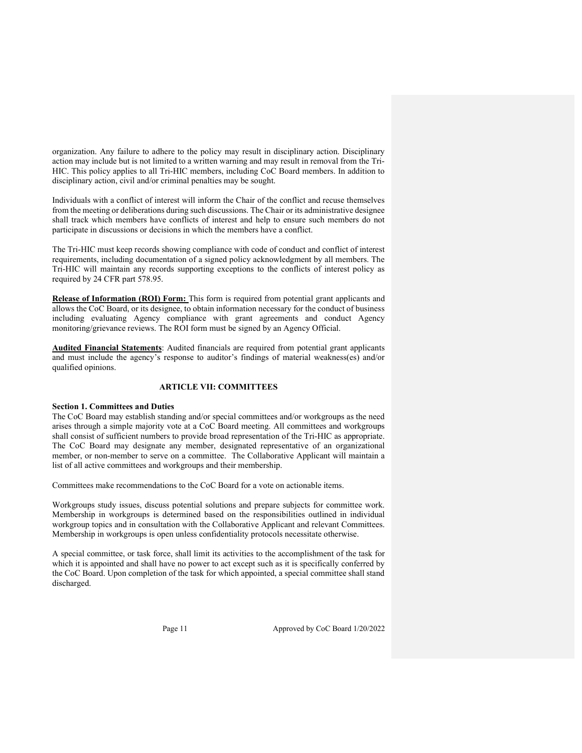organization. Any failure to adhere to the policy may result in disciplinary action. Disciplinary action may include but is not limited to a written warning and may result in removal from the Tri-HIC. This policy applies to all Tri-HIC members, including CoC Board members. In addition to disciplinary action, civil and/or criminal penalties may be sought.

Individuals with a conflict of interest will inform the Chair of the conflict and recuse themselves from the meeting or deliberations during such discussions. The Chair or its administrative designee shall track which members have conflicts of interest and help to ensure such members do not participate in discussions or decisions in which the members have a conflict.

The Tri-HIC must keep records showing compliance with code of conduct and conflict of interest requirements, including documentation of a signed policy acknowledgment by all members. The Tri-HIC will maintain any records supporting exceptions to the conflicts of interest policy as required by 24 CFR part 578.95.

**Release of Information (ROI) Form:** This form is required from potential grant applicants and allows the CoC Board, or its designee, to obtain information necessary for the conduct of business including evaluating Agency compliance with grant agreements and conduct Agency monitoring/grievance reviews. The ROI form must be signed by an Agency Official.

**Audited Financial Statements**: Audited financials are required from potential grant applicants and must include the agency's response to auditor's findings of material weakness(es) and/or qualified opinions.

## ARTICLE VII: COMMITTEES

### Section 1. Committees and Duties

The CoC Board may establish standing and/or special committees and/or workgroups as the need arises through a simple majority vote at a CoC Board meeting. All committees and workgroups shall consist of sufficient numbers to provide broad representation of the Tri-HIC as appropriate. The CoC Board may designate any member, designated representative of an organizational member, or non-member to serve on a committee. The Collaborative Applicant will maintain a list of all active committees and workgroups and their membership.

Committees make recommendations to the CoC Board for a vote on actionable items.

Workgroups study issues, discuss potential solutions and prepare subjects for committee work. Membership in workgroups is determined based on the responsibilities outlined in individual workgroup topics and in consultation with the Collaborative Applicant and relevant Committees. Membership in workgroups is open unless confidentiality protocols necessitate otherwise.

A special committee, or task force, shall limit its activities to the accomplishment of the task for which it is appointed and shall have no power to act except such as it is specifically conferred by the CoC Board. Upon completion of the task for which appointed, a special committee shall stand discharged.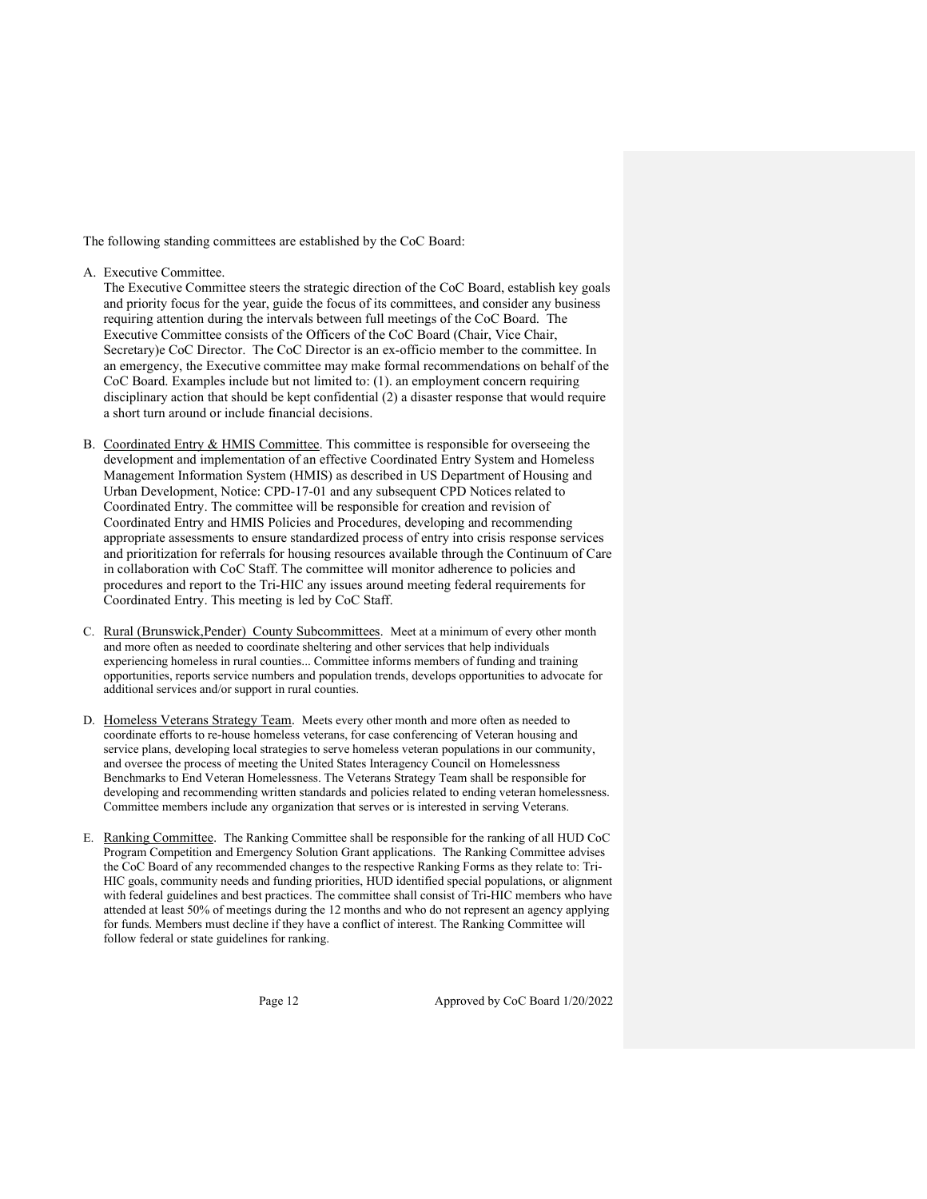The following standing committees are established by the CoC Board:

A. Executive Committee.
   The Executive Committee steers the strategic direction of the CoC Board, establish key goals and priority focus for the year, guide the focus of its committees, and consider any business requiring attention during the intervals between full meetings of the CoC Board. The Executive Committee consists of the Officers of the CoC Board (Chair, Vice Chair, Secretary)e CoC Director. The CoC Director is an ex-officio member to the committee. In an emergency, the Executive committee may make formal recommendations on behalf of the CoC Board. Examples include but not limited to: (1). an employment concern requiring disciplinary action that should be kept confidential (2) a disaster response that would require a short turn around or include financial decisions.

B. Coordinated Entry & HMIS Committee. This committee is responsible for overseeing the development and implementation of an effective Coordinated Entry System and Homeless Management Information System (HMIS) as described in US Department of Housing and Urban Development, Notice: CPD-17-01 and any subsequent CPD Notices related to Coordinated Entry. The committee will be responsible for creation and revision of Coordinated Entry and HMIS Policies and Procedures, developing and recommending appropriate assessments to ensure standardized process of entry into crisis response services and prioritization for referrals for housing resources available through the Continuum of Care in collaboration with CoC Staff. The committee will monitor adherence to policies and procedures and report to the Tri-HIC any issues around meeting federal requirements for Coordinated Entry. This meeting is led by CoC Staff.

C. Rural (Brunswick,Pender) County Subcommittees. Meet at a minimum of every other month and more often as needed to coordinate sheltering and other services that help individuals experiencing homeless in rural counties... Committee informs members of funding and training opportunities, reports service numbers and population trends, develops opportunities to advocate for additional services and/or support in rural counties.

D. Homeless Veterans Strategy Team. Meets every other month and more often as needed to coordinate efforts to re-house homeless veterans, for case conferencing of Veteran housing and service plans, developing local strategies to serve homeless veteran populations in our community, and oversee the process of meeting the United States Interagency Council on Homelessness Benchmarks to End Veteran Homelessness. The Veterans Strategy Team shall be responsible for developing and recommending written standards and policies related to ending veteran homelessness. Committee members include any organization that serves or is interested in serving Veterans.

E. Ranking Committee. The Ranking Committee shall be responsible for the ranking of all HUD CoC Program Competition and Emergency Solution Grant applications. The Ranking Committee advises the CoC Board of any recommended changes to the respective Ranking Forms as they relate to: Tri-HIC goals, community needs and funding priorities, HUD identified special populations, or alignment with federal guidelines and best practices. The committee shall consist of Tri-HIC members who have attended at least 50% of meetings during the 12 months and who do not represent an agency applying for funds. Members must decline if they have a conflict of interest. The Ranking Committee will follow federal or state guidelines for ranking.

Approved by CoC Board 1/20/2022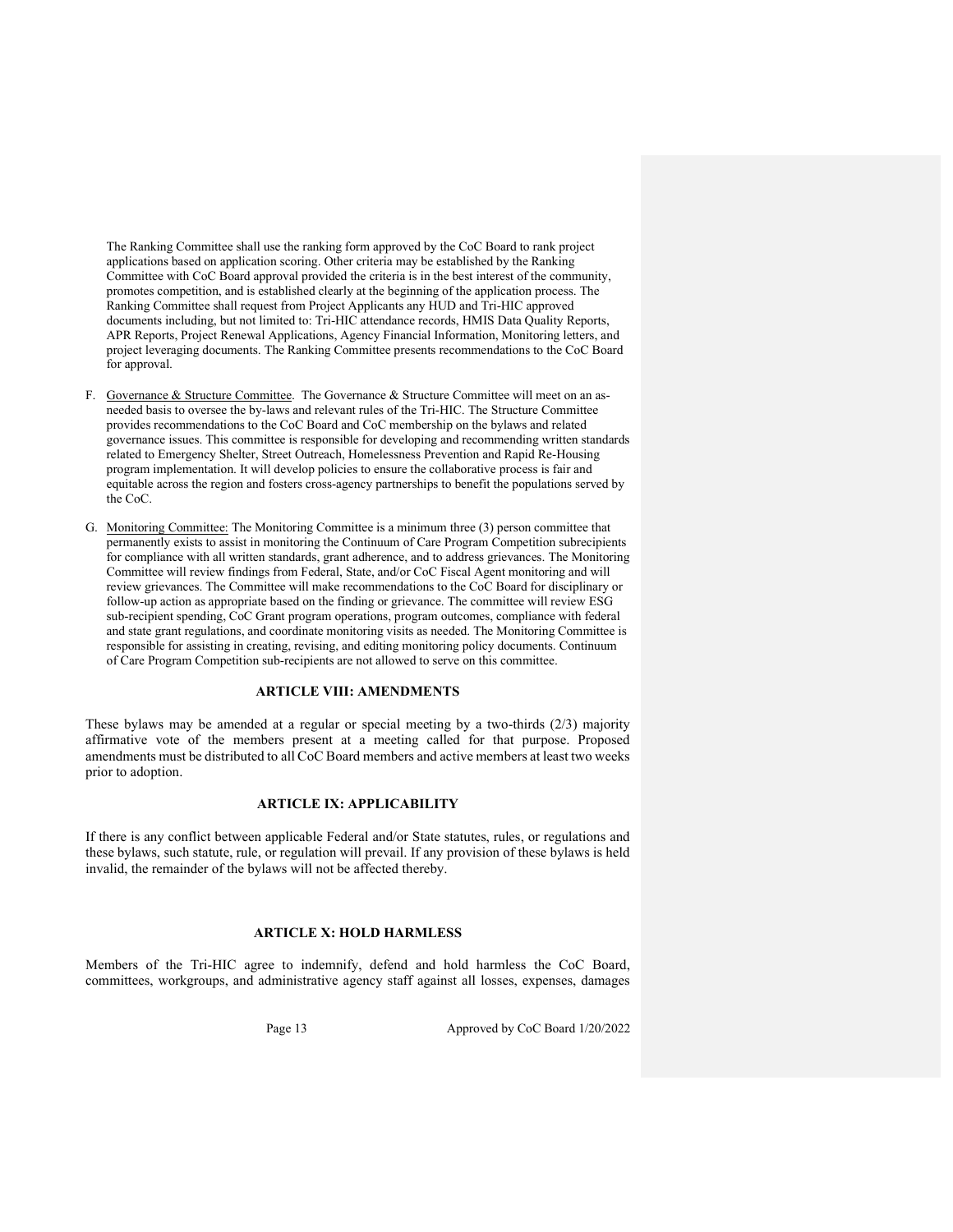The Ranking Committee shall use the ranking form approved by the CoC Board to rank project applications based on application scoring. Other criteria may be established by the Ranking Committee with CoC Board approval provided the criteria is in the best interest of the community, promotes competition, and is established clearly at the beginning of the application process. The Ranking Committee shall request from Project Applicants any HUD and Tri-HIC approved documents including, but not limited to: Tri-HIC attendance records, HMIS Data Quality Reports, APR Reports, Project Renewal Applications, Agency Financial Information, Monitoring letters, and project leveraging documents. The Ranking Committee presents recommendations to the CoC Board for approval.

F. Governance & Structure Committee. The Governance & Structure Committee will meet on an as-needed basis to oversee the by-laws and relevant rules of the Tri-HIC. The Structure Committee provides recommendations to the CoC Board and CoC membership on the bylaws and related governance issues. This committee is responsible for developing and recommending written standards related to Emergency Shelter, Street Outreach, Homelessness Prevention and Rapid Re-Housing program implementation. It will develop policies to ensure the collaborative process is fair and equitable across the region and fosters cross-agency partnerships to benefit the populations served by the CoC.

G. Monitoring Committee: The Monitoring Committee is a minimum three (3) person committee that permanently exists to assist in monitoring the Continuum of Care Program Competition subrecipients for compliance with all written standards, grant adherence, and to address grievances. The Monitoring Committee will review findings from Federal, State, and/or CoC Fiscal Agent monitoring and will review grievances. The Committee will make recommendations to the CoC Board for disciplinary or follow-up action as appropriate based on the finding or grievance. The committee will review ESG sub-recipient spending, CoC Grant program operations, program outcomes, compliance with federal and state grant regulations, and coordinate monitoring visits as needed. The Monitoring Committee is responsible for assisting in creating, revising, and editing monitoring policy documents. Continuum of Care Program Competition sub-recipients are not allowed to serve on this committee.

## ARTICLE VIII: AMENDMENTS

These bylaws may be amended at a regular or special meeting by a two-thirds (2/3) majority affirmative vote of the members present at a meeting called for that purpose. Proposed amendments must be distributed to all CoC Board members and active members at least two weeks prior to adoption.

## ARTICLE IX: APPLICABILITY

If there is any conflict between applicable Federal and/or State statutes, rules, or regulations and these bylaws, such statute, rule, or regulation will prevail. If any provision of these bylaws is held invalid, the remainder of the bylaws will not be affected thereby.

## ARTICLE X: HOLD HARMLESS

Members of the Tri-HIC agree to indemnify, defend and hold harmless the CoC Board, committees, workgroups, and administrative agency staff against all losses, expenses, damages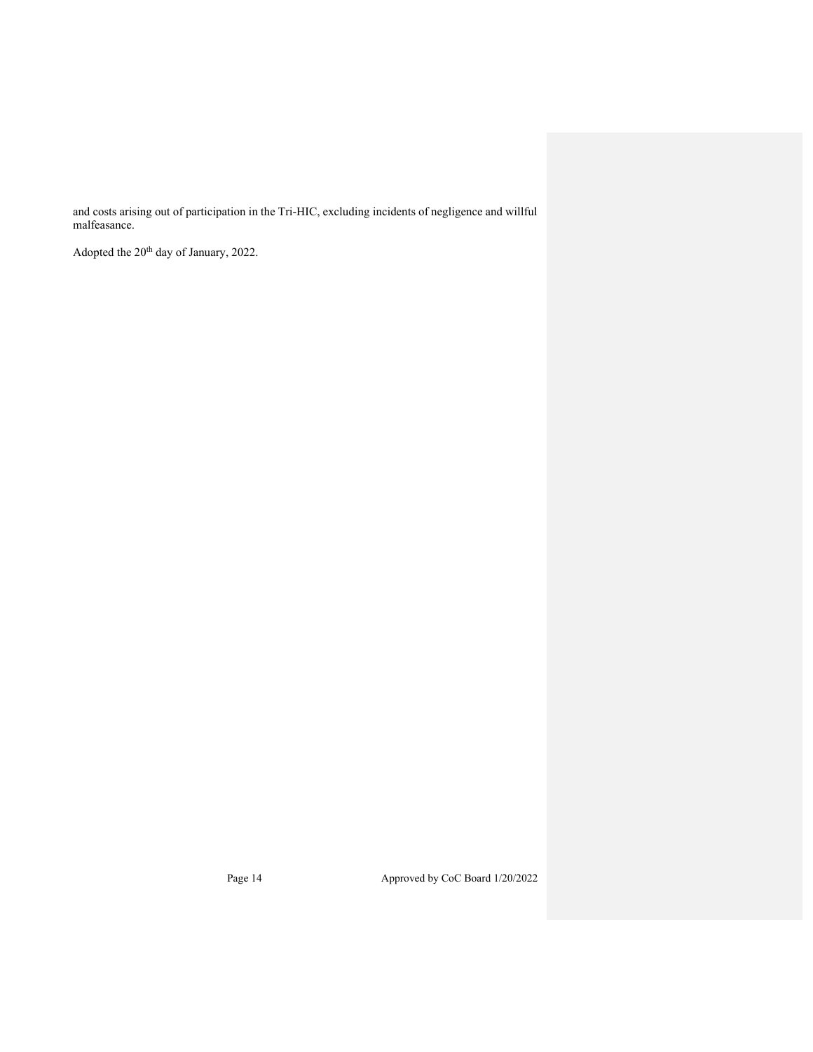and costs arising out of participation in the Tri-HIC, excluding incidents of negligence and willful malfeasance.

Adopted the 20th day of January, 2022.